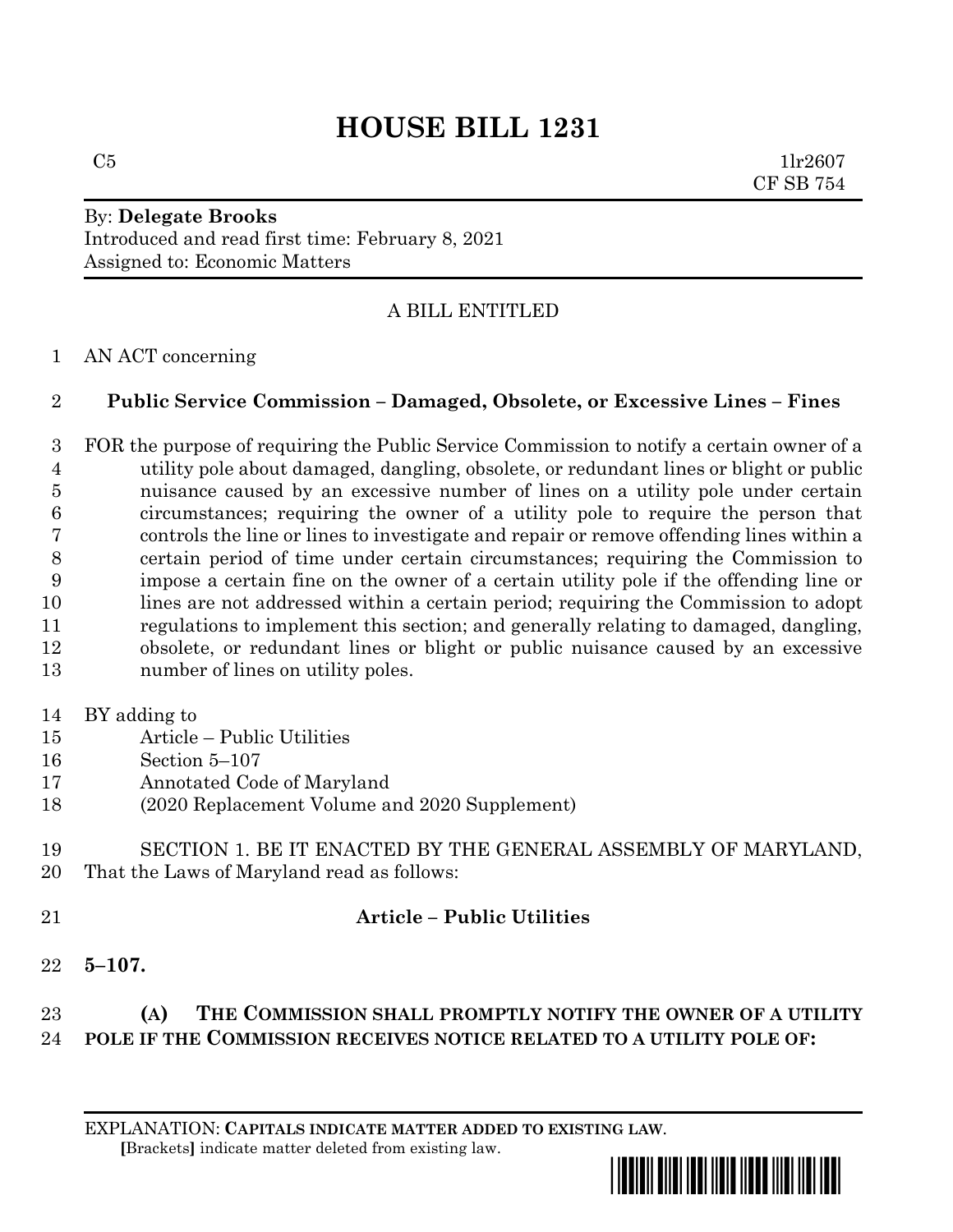# HOUSE BILL 1231

C5 1lr2607
CF SB 754

By: **Delegate Brooks**
Introduced and read first time: February 8, 2021
Assigned to: Economic Matters

A BILL ENTITLED

AN ACT concerning

**Public Service Commission – Damaged, Obsolete, or Excessive Lines – Fines**

FOR the purpose of requiring the Public Service Commission to notify a certain owner of a utility pole about damaged, dangling, obsolete, or redundant lines or blight or public nuisance caused by an excessive number of lines on a utility pole under certain circumstances; requiring the owner of a utility pole to require the person that controls the line or lines to investigate and repair or remove offending lines within a certain period of time under certain circumstances; requiring the Commission to impose a certain fine on the owner of a certain utility pole if the offending line or lines are not addressed within a certain period; requiring the Commission to adopt regulations to implement this section; and generally relating to damaged, dangling, obsolete, or redundant lines or blight or public nuisance caused by an excessive number of lines on utility poles.

BY adding to
Article – Public Utilities
Section 5–107
Annotated Code of Maryland
(2020 Replacement Volume and 2020 Supplement)

SECTION 1. BE IT ENACTED BY THE GENERAL ASSEMBLY OF MARYLAND, That the Laws of Maryland read as follows:

**Article – Public Utilities**

**5–107.**

**(A) THE COMMISSION SHALL PROMPTLY NOTIFY THE OWNER OF A UTILITY POLE IF THE COMMISSION RECEIVES NOTICE RELATED TO A UTILITY POLE OF:**

EXPLANATION: **CAPITALS INDICATE MATTER ADDED TO EXISTING LAW**.
[Brackets] indicate matter deleted from existing law.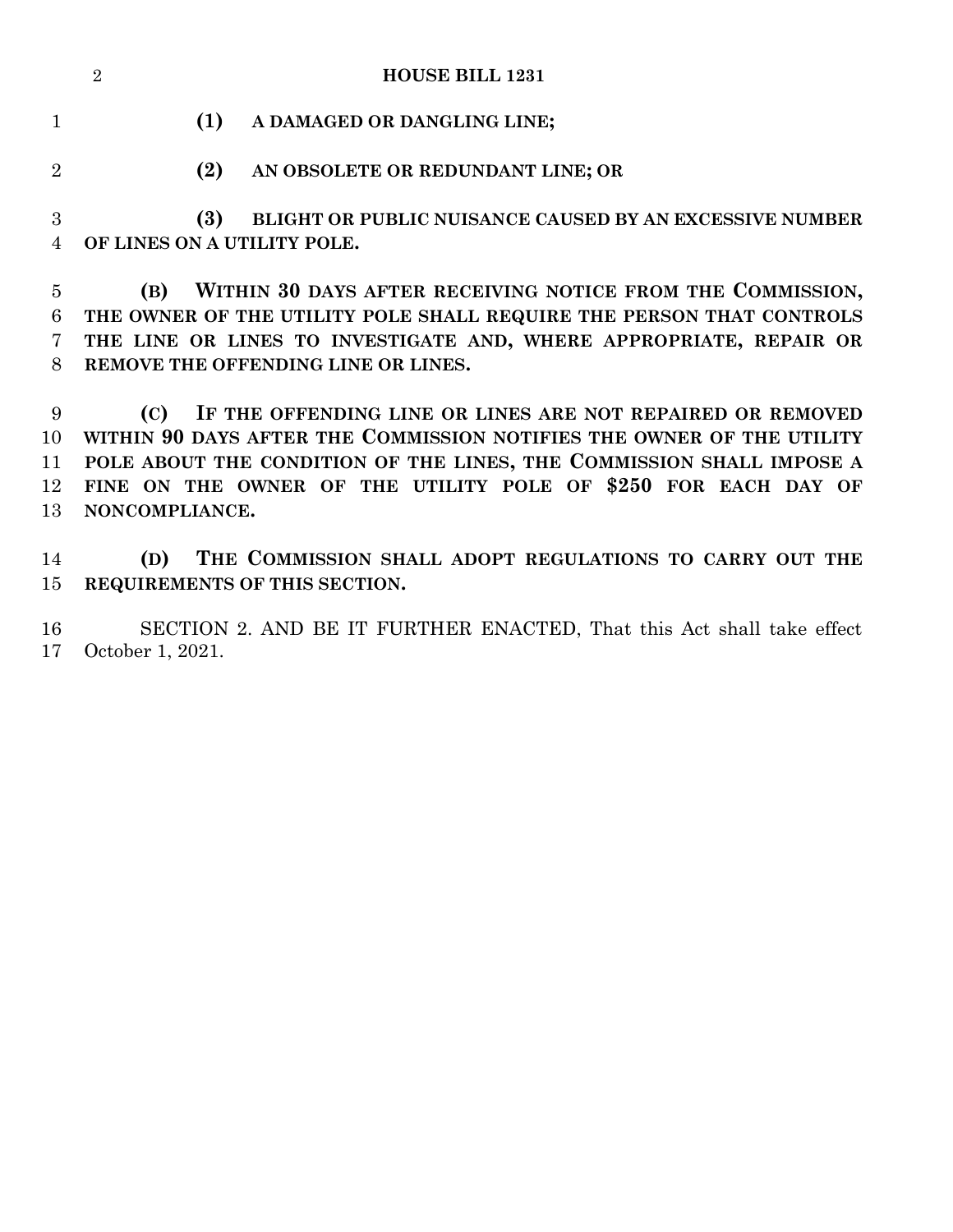**(1) A DAMAGED OR DANGLING LINE;**

**(2) AN OBSOLETE OR REDUNDANT LINE; OR**

**(3) BLIGHT OR PUBLIC NUISANCE CAUSED BY AN EXCESSIVE NUMBER OF LINES ON A UTILITY POLE.**

**(B) WITHIN 30 DAYS AFTER RECEIVING NOTICE FROM THE COMMISSION, THE OWNER OF THE UTILITY POLE SHALL REQUIRE THE PERSON THAT CONTROLS THE LINE OR LINES TO INVESTIGATE AND, WHERE APPROPRIATE, REPAIR OR REMOVE THE OFFENDING LINE OR LINES.**

**(C) IF THE OFFENDING LINE OR LINES ARE NOT REPAIRED OR REMOVED WITHIN 90 DAYS AFTER THE COMMISSION NOTIFIES THE OWNER OF THE UTILITY POLE ABOUT THE CONDITION OF THE LINES, THE COMMISSION SHALL IMPOSE A FINE ON THE OWNER OF THE UTILITY POLE OF $250 FOR EACH DAY OF NONCOMPLIANCE.**

**(D) THE COMMISSION SHALL ADOPT REGULATIONS TO CARRY OUT THE REQUIREMENTS OF THIS SECTION.**

SECTION 2. AND BE IT FURTHER ENACTED, That this Act shall take effect October 1, 2021.